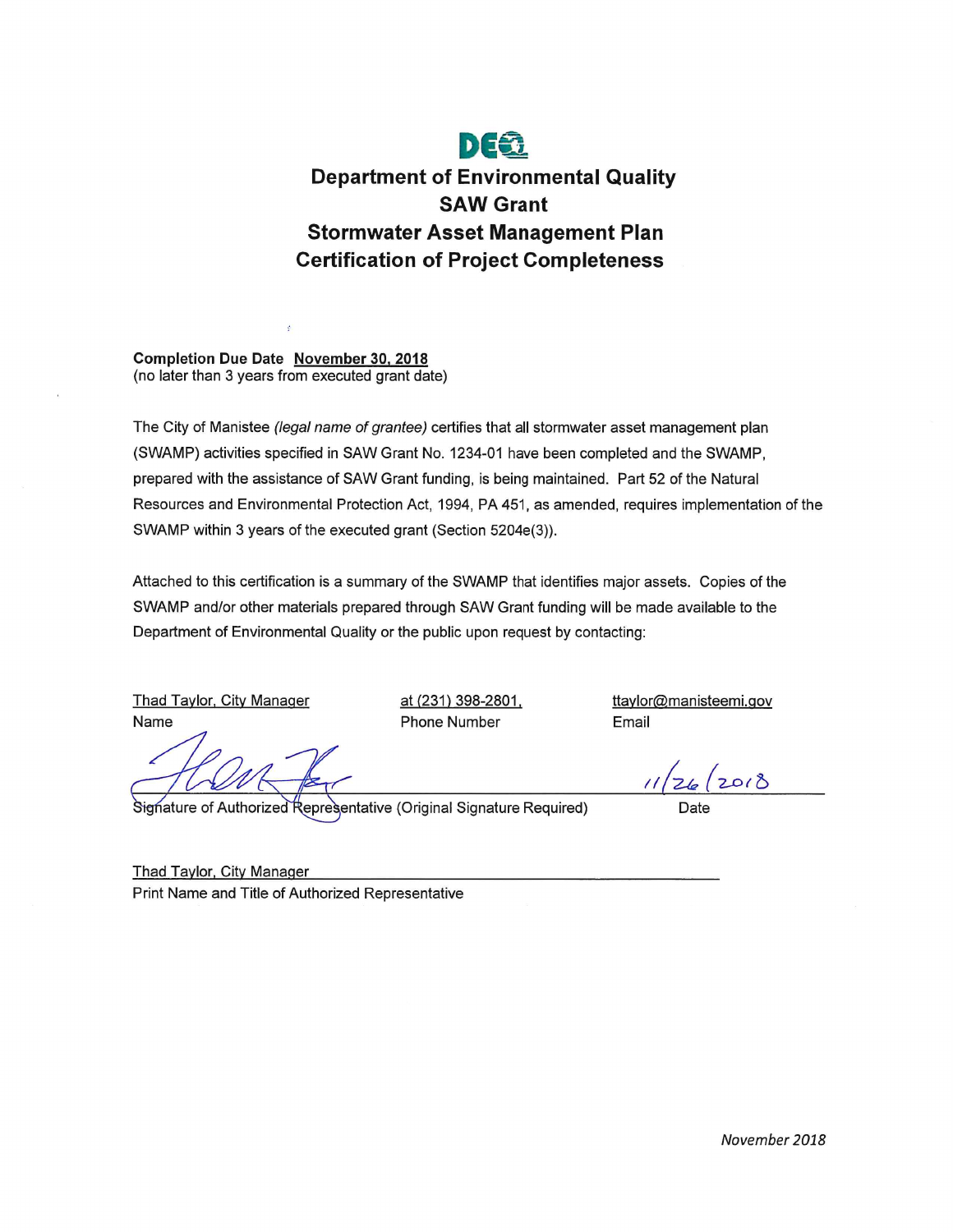# Department of Environmental Quality
## SAW Grant
## Stormwater Asset Management Plan
## Certification of Project Completeness

**Completion Due Date** **November 30, 2018**
(no later than 3 years from executed grant date)

The City of Manistee *(legal name of grantee)* certifies that all stormwater asset management plan (SWAMP) activities specified in SAW Grant No. 1234-01 have been completed and the SWAMP, prepared with the assistance of SAW Grant funding, is being maintained. Part 52 of the Natural Resources and Environmental Protection Act, 1994, PA 451, as amended, requires implementation of the SWAMP within 3 years of the executed grant (Section 5204e(3)).

Attached to this certification is a summary of the SWAMP that identifies major assets. Copies of the SWAMP and/or other materials prepared through SAW Grant funding will be made available to the Department of Environmental Quality or the public upon request by contacting:

| Thad Taylor, City Manager | at (231) 398-2801, | ttaylor@manisteemi.gov |
|---|---|---|
| Name | Phone Number | Email |

Signature of Authorized Representative (Original Signature Required) — Date: 11/26/2018

Thad Taylor, City Manager
Print Name and Title of Authorized Representative

*November 2018*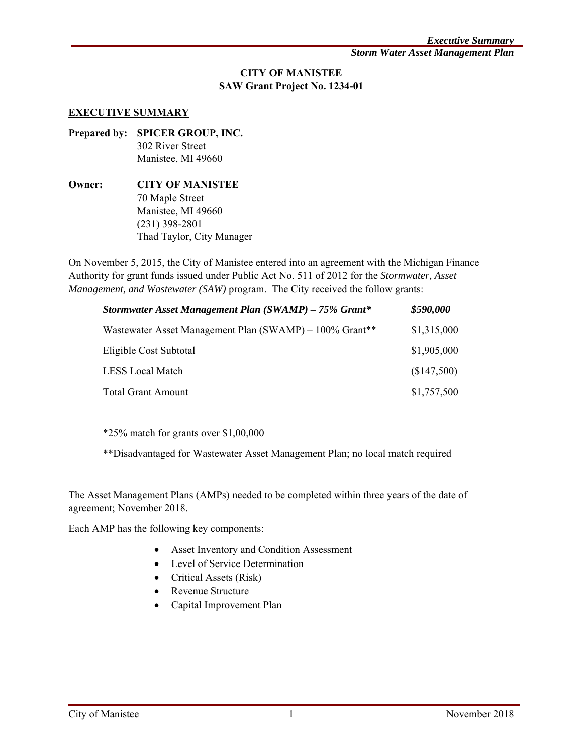**CITY OF MANISTEE**
**SAW Grant Project No. 1234-01**

## EXECUTIVE SUMMARY

**Prepared by:** **SPICER GROUP, INC.**
302 River Street
Manistee, MI 49660

**Owner:** **CITY OF MANISTEE**
70 Maple Street
Manistee, MI 49660
(231) 398-2801
Thad Taylor, City Manager

On November 5, 2015, the City of Manistee entered into an agreement with the Michigan Finance Authority for grant funds issued under Public Act No. 511 of 2012 for the *Stormwater, Asset Management, and Wastewater (SAW)* program. The City received the follow grants:

| | |
|---|---|
| ***Stormwater Asset Management Plan (SWAMP) – 75% Grant**** | ***$590,000*** |
| Wastewater Asset Management Plan (SWAMP) – 100% Grant** | $1,315,000 |
| Eligible Cost Subtotal | $1,905,000 |
| LESS Local Match | ($147,500) |
| Total Grant Amount | $1,757,500 |

*25% match for grants over $1,00,000

**Disadvantaged for Wastewater Asset Management Plan; no local match required

The Asset Management Plans (AMPs) needed to be completed within three years of the date of agreement; November 2018.

Each AMP has the following key components:

- Asset Inventory and Condition Assessment
- Level of Service Determination
- Critical Assets (Risk)
- Revenue Structure
- Capital Improvement Plan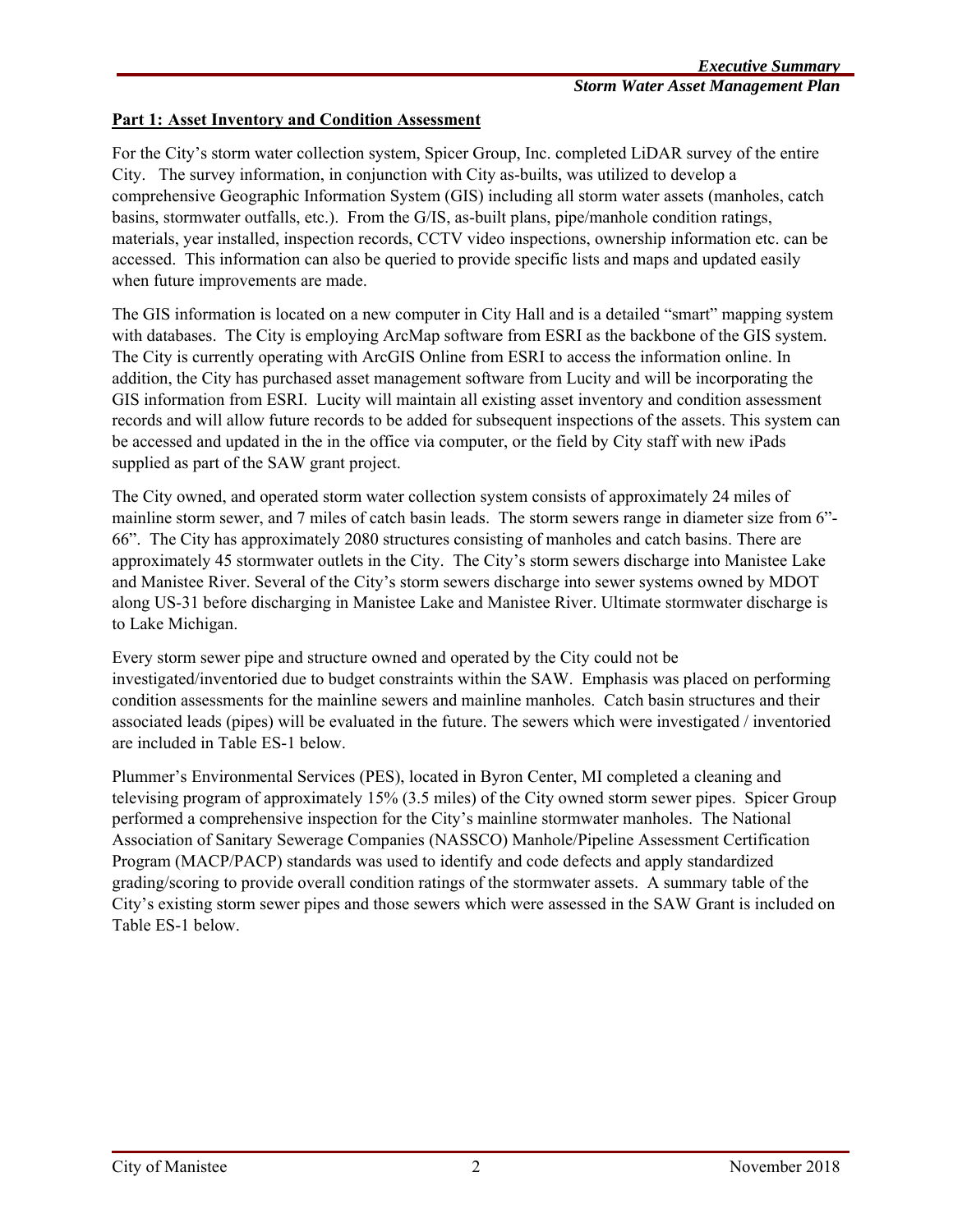## Part 1: Asset Inventory and Condition Assessment

For the City's storm water collection system, Spicer Group, Inc. completed LiDAR survey of the entire City. The survey information, in conjunction with City as-builts, was utilized to develop a comprehensive Geographic Information System (GIS) including all storm water assets (manholes, catch basins, stormwater outfalls, etc.). From the G/IS, as-built plans, pipe/manhole condition ratings, materials, year installed, inspection records, CCTV video inspections, ownership information etc. can be accessed. This information can also be queried to provide specific lists and maps and updated easily when future improvements are made.

The GIS information is located on a new computer in City Hall and is a detailed "smart" mapping system with databases. The City is employing ArcMap software from ESRI as the backbone of the GIS system. The City is currently operating with ArcGIS Online from ESRI to access the information online. In addition, the City has purchased asset management software from Lucity and will be incorporating the GIS information from ESRI. Lucity will maintain all existing asset inventory and condition assessment records and will allow future records to be added for subsequent inspections of the assets. This system can be accessed and updated in the in the office via computer, or the field by City staff with new iPads supplied as part of the SAW grant project.

The City owned, and operated storm water collection system consists of approximately 24 miles of mainline storm sewer, and 7 miles of catch basin leads. The storm sewers range in diameter size from 6"-66". The City has approximately 2080 structures consisting of manholes and catch basins. There are approximately 45 stormwater outlets in the City. The City's storm sewers discharge into Manistee Lake and Manistee River. Several of the City's storm sewers discharge into sewer systems owned by MDOT along US-31 before discharging in Manistee Lake and Manistee River. Ultimate stormwater discharge is to Lake Michigan.

Every storm sewer pipe and structure owned and operated by the City could not be investigated/inventoried due to budget constraints within the SAW. Emphasis was placed on performing condition assessments for the mainline sewers and mainline manholes. Catch basin structures and their associated leads (pipes) will be evaluated in the future. The sewers which were investigated / inventoried are included in Table ES-1 below.

Plummer's Environmental Services (PES), located in Byron Center, MI completed a cleaning and televising program of approximately 15% (3.5 miles) of the City owned storm sewer pipes. Spicer Group performed a comprehensive inspection for the City's mainline stormwater manholes. The National Association of Sanitary Sewerage Companies (NASSCO) Manhole/Pipeline Assessment Certification Program (MACP/PACP) standards was used to identify and code defects and apply standardized grading/scoring to provide overall condition ratings of the stormwater assets. A summary table of the City's existing storm sewer pipes and those sewers which were assessed in the SAW Grant is included on Table ES-1 below.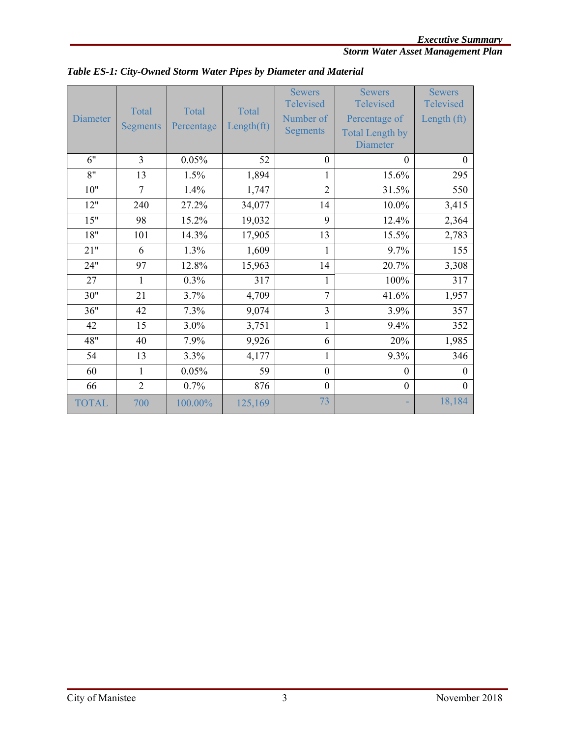*Table ES-1: City-Owned Storm Water Pipes by Diameter and Material*

| Diameter | Total Segments | Total Percentage | Total Length(ft) | Sewers Televised Number of Segments | Sewers Televised Percentage of Total Length by Diameter | Sewers Televised Length (ft) |
|---|---|---|---|---|---|---|
| 6" | 3 | 0.05% | 52 | 0 | 0 | 0 |
| 8" | 13 | 1.5% | 1,894 | 1 | 15.6% | 295 |
| 10" | 7 | 1.4% | 1,747 | 2 | 31.5% | 550 |
| 12" | 240 | 27.2% | 34,077 | 14 | 10.0% | 3,415 |
| 15" | 98 | 15.2% | 19,032 | 9 | 12.4% | 2,364 |
| 18" | 101 | 14.3% | 17,905 | 13 | 15.5% | 2,783 |
| 21" | 6 | 1.3% | 1,609 | 1 | 9.7% | 155 |
| 24" | 97 | 12.8% | 15,963 | 14 | 20.7% | 3,308 |
| 27 | 1 | 0.3% | 317 | 1 | 100% | 317 |
| 30" | 21 | 3.7% | 4,709 | 7 | 41.6% | 1,957 |
| 36" | 42 | 7.3% | 9,074 | 3 | 3.9% | 357 |
| 42 | 15 | 3.0% | 3,751 | 1 | 9.4% | 352 |
| 48" | 40 | 7.9% | 9,926 | 6 | 20% | 1,985 |
| 54 | 13 | 3.3% | 4,177 | 1 | 9.3% | 346 |
| 60 | 1 | 0.05% | 59 | 0 | 0 | 0 |
| 66 | 2 | 0.7% | 876 | 0 | 0 | 0 |
| TOTAL | 700 | 100.00% | 125,169 | 73 | - | 18,184 |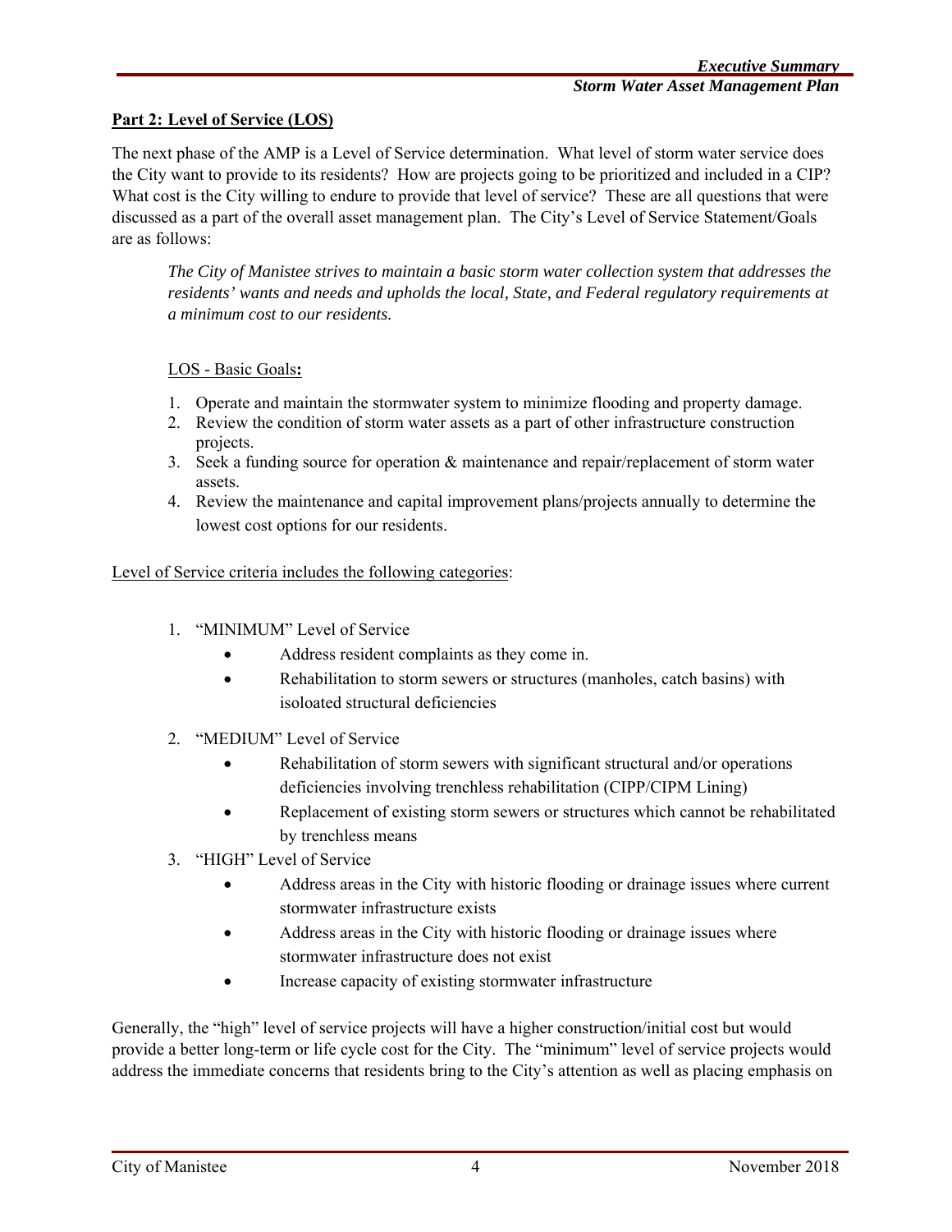**Part 2: Level of Service (LOS)**

The next phase of the AMP is a Level of Service determination. What level of storm water service does the City want to provide to its residents? How are projects going to be prioritized and included in a CIP? What cost is the City willing to endure to provide that level of service? These are all questions that were discussed as a part of the overall asset management plan. The City's Level of Service Statement/Goals are as follows:

> *The City of Manistee strives to maintain a basic storm water collection system that addresses the residents' wants and needs and upholds the local, State, and Federal regulatory requirements at a minimum cost to our residents.*

LOS - Basic Goals**:**

1. Operate and maintain the stormwater system to minimize flooding and property damage.
2. Review the condition of storm water assets as a part of other infrastructure construction projects.
3. Seek a funding source for operation & maintenance and repair/replacement of storm water assets.
4. Review the maintenance and capital improvement plans/projects annually to determine the lowest cost options for our residents.

Level of Service criteria includes the following categories:

1. "MINIMUM" Level of Service
   - Address resident complaints as they come in.
   - Rehabilitation to storm sewers or structures (manholes, catch basins) with isoloated structural deficiencies
2. "MEDIUM" Level of Service
   - Rehabilitation of storm sewers with significant structural and/or operations deficiencies involving trenchless rehabilitation (CIPP/CIPM Lining)
   - Replacement of existing storm sewers or structures which cannot be rehabilitated by trenchless means
3. "HIGH" Level of Service
   - Address areas in the City with historic flooding or drainage issues where current stormwater infrastructure exists
   - Address areas in the City with historic flooding or drainage issues where stormwater infrastructure does not exist
   - Increase capacity of existing stormwater infrastructure

Generally, the "high" level of service projects will have a higher construction/initial cost but would provide a better long-term or life cycle cost for the City. The "minimum" level of service projects would address the immediate concerns that residents bring to the City's attention as well as placing emphasis on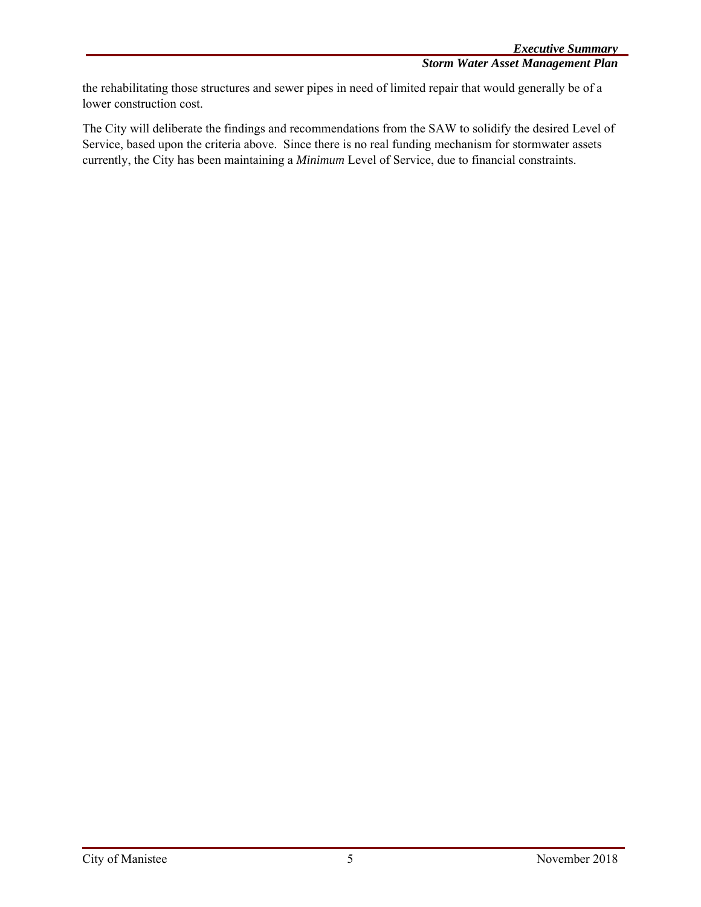the rehabilitating those structures and sewer pipes in need of limited repair that would generally be of a lower construction cost.

The City will deliberate the findings and recommendations from the SAW to solidify the desired Level of Service, based upon the criteria above. Since there is no real funding mechanism for stormwater assets currently, the City has been maintaining a *Minimum* Level of Service, due to financial constraints.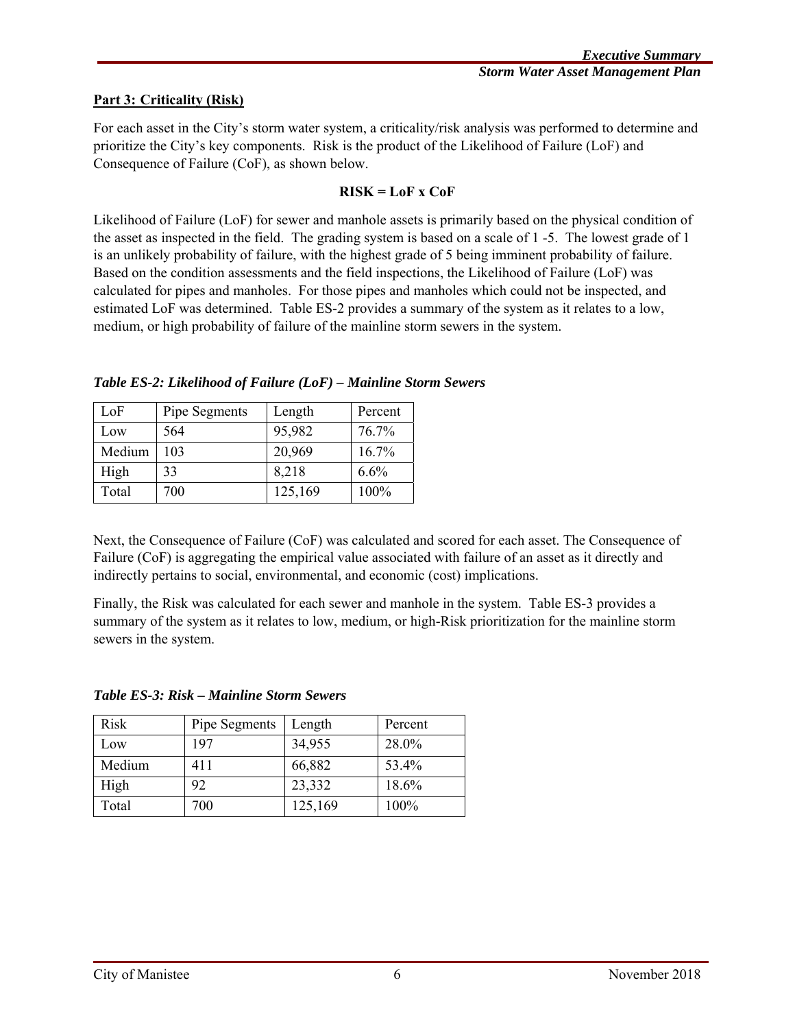**Part 3: Criticality (Risk)**

For each asset in the City's storm water system, a criticality/risk analysis was performed to determine and prioritize the City's key components. Risk is the product of the Likelihood of Failure (LoF) and Consequence of Failure (CoF), as shown below.

**RISK = LoF x CoF**

Likelihood of Failure (LoF) for sewer and manhole assets is primarily based on the physical condition of the asset as inspected in the field. The grading system is based on a scale of 1 -5. The lowest grade of 1 is an unlikely probability of failure, with the highest grade of 5 being imminent probability of failure. Based on the condition assessments and the field inspections, the Likelihood of Failure (LoF) was calculated for pipes and manholes. For those pipes and manholes which could not be inspected, and estimated LoF was determined. Table ES-2 provides a summary of the system as it relates to a low, medium, or high probability of failure of the mainline storm sewers in the system.

***Table ES-2: Likelihood of Failure (LoF) – Mainline Storm Sewers***

| LoF | Pipe Segments | Length | Percent |
|---|---|---|---|
| Low | 564 | 95,982 | 76.7% |
| Medium | 103 | 20,969 | 16.7% |
| High | 33 | 8,218 | 6.6% |
| Total | 700 | 125,169 | 100% |

Next, the Consequence of Failure (CoF) was calculated and scored for each asset. The Consequence of Failure (CoF) is aggregating the empirical value associated with failure of an asset as it directly and indirectly pertains to social, environmental, and economic (cost) implications.

Finally, the Risk was calculated for each sewer and manhole in the system. Table ES-3 provides a summary of the system as it relates to low, medium, or high-Risk prioritization for the mainline storm sewers in the system.

***Table ES-3: Risk – Mainline Storm Sewers***

| Risk | Pipe Segments | Length | Percent |
|---|---|---|---|
| Low | 197 | 34,955 | 28.0% |
| Medium | 411 | 66,882 | 53.4% |
| High | 92 | 23,332 | 18.6% |
| Total | 700 | 125,169 | 100% |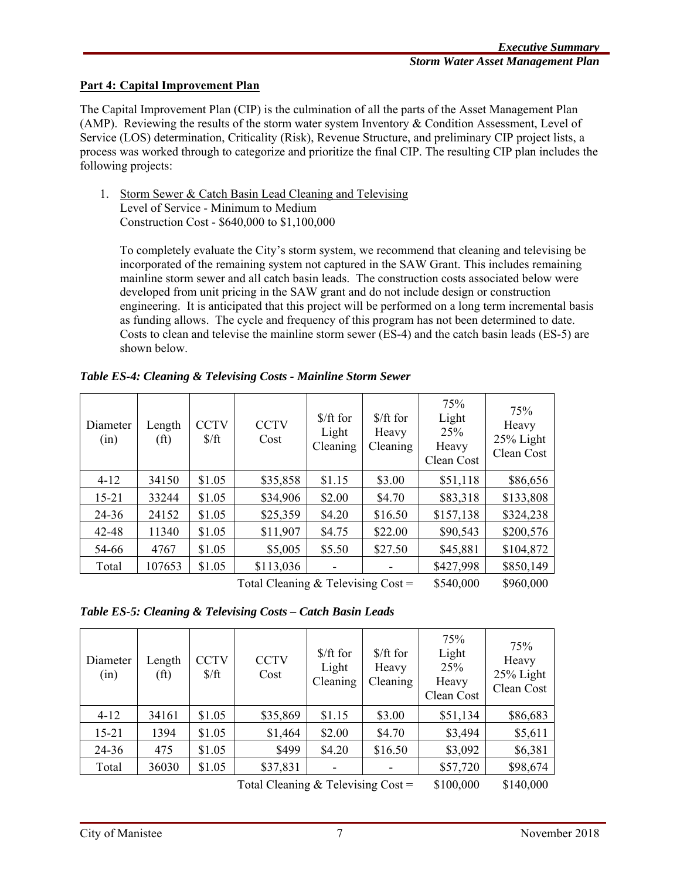**Part 4: Capital Improvement Plan**

The Capital Improvement Plan (CIP) is the culmination of all the parts of the Asset Management Plan (AMP). Reviewing the results of the storm water system Inventory & Condition Assessment, Level of Service (LOS) determination, Criticality (Risk), Revenue Structure, and preliminary CIP project lists, a process was worked through to categorize and prioritize the final CIP. The resulting CIP plan includes the following projects:

1. Storm Sewer & Catch Basin Lead Cleaning and Televising
   Level of Service - Minimum to Medium
   Construction Cost - $640,000 to $1,100,000

   To completely evaluate the City's storm system, we recommend that cleaning and televising be incorporated of the remaining system not captured in the SAW Grant. This includes remaining mainline storm sewer and all catch basin leads. The construction costs associated below were developed from unit pricing in the SAW grant and do not include design or construction engineering. It is anticipated that this project will be performed on a long term incremental basis as funding allows. The cycle and frequency of this program has not been determined to date. Costs to clean and televise the mainline storm sewer (ES-4) and the catch basin leads (ES-5) are shown below.

***Table ES-4: Cleaning & Televising Costs - Mainline Storm Sewer***

| Diameter (in) | Length (ft) | CCTV $/ft | CCTV Cost | $/ft for Light Cleaning | $/ft for Heavy Cleaning | 75% Light 25% Heavy Clean Cost | 75% Heavy 25% Light Clean Cost |
|---|---|---|---|---|---|---|---|
| 4-12 | 34150 | $1.05 | $35,858 | $1.15 | $3.00 | $51,118 | $86,656 |
| 15-21 | 33244 | $1.05 | $34,906 | $2.00 | $4.70 | $83,318 | $133,808 |
| 24-36 | 24152 | $1.05 | $25,359 | $4.20 | $16.50 | $157,138 | $324,238 |
| 42-48 | 11340 | $1.05 | $11,907 | $4.75 | $22.00 | $90,543 | $200,576 |
| 54-66 | 4767 | $1.05 | $5,005 | $5.50 | $27.50 | $45,881 | $104,872 |
| Total | 107653 | $1.05 | $113,036 | - | - | $427,998 | $850,149 |
| | | | | | Total Cleaning & Televising Cost = | $540,000 | $960,000 |

***Table ES-5: Cleaning & Televising Costs – Catch Basin Leads***

| Diameter (in) | Length (ft) | CCTV $/ft | CCTV Cost | $/ft for Light Cleaning | $/ft for Heavy Cleaning | 75% Light 25% Heavy Clean Cost | 75% Heavy 25% Light Clean Cost |
|---|---|---|---|---|---|---|---|
| 4-12 | 34161 | $1.05 | $35,869 | $1.15 | $3.00 | $51,134 | $86,683 |
| 15-21 | 1394 | $1.05 | $1,464 | $2.00 | $4.70 | $3,494 | $5,611 |
| 24-36 | 475 | $1.05 | $499 | $4.20 | $16.50 | $3,092 | $6,381 |
| Total | 36030 | $1.05 | $37,831 | - | - | $57,720 | $98,674 |
| | | | | | Total Cleaning & Televising Cost = | $100,000 | $140,000 |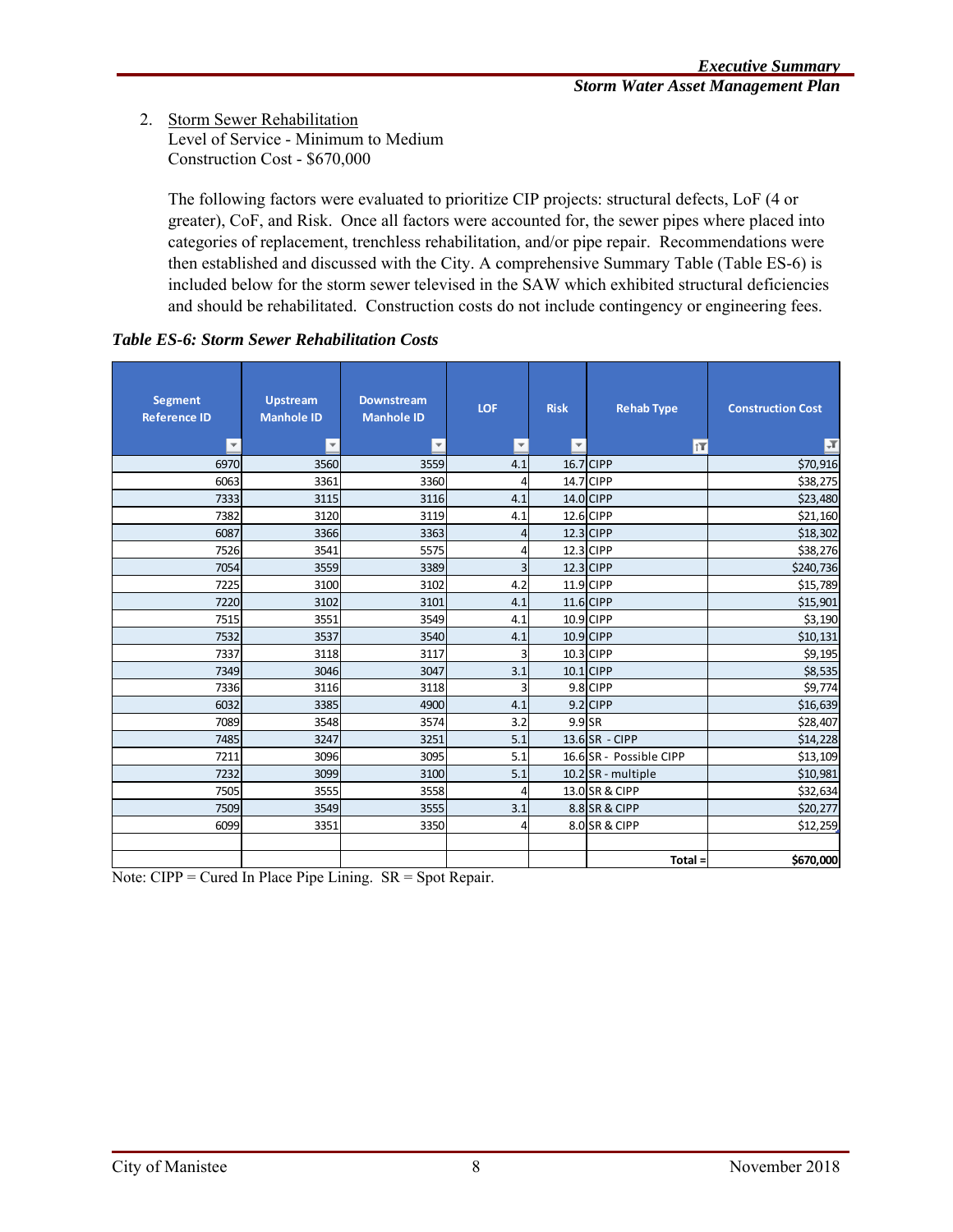2. Storm Sewer Rehabilitation
   Level of Service - Minimum to Medium
   Construction Cost - $670,000

   The following factors were evaluated to prioritize CIP projects: structural defects, LoF (4 or greater), CoF, and Risk. Once all factors were accounted for, the sewer pipes where placed into categories of replacement, trenchless rehabilitation, and/or pipe repair. Recommendations were then established and discussed with the City. A comprehensive Summary Table (Table ES-6) is included below for the storm sewer televised in the SAW which exhibited structural deficiencies and should be rehabilitated. Construction costs do not include contingency or engineering fees.

***Table ES-6: Storm Sewer Rehabilitation Costs***

| Segment Reference ID | Upstream Manhole ID | Downstream Manhole ID | LOF | Risk | Rehab Type | Construction Cost |
|---|---|---|---|---|---|---|
| 6970 | 3560 | 3559 | 4.1 | 16.7 | CIPP | $70,916 |
| 6063 | 3361 | 3360 | 4 | 14.7 | CIPP | $38,275 |
| 7333 | 3115 | 3116 | 4.1 | 14.0 | CIPP | $23,480 |
| 7382 | 3120 | 3119 | 4.1 | 12.6 | CIPP | $21,160 |
| 6087 | 3366 | 3363 | 4 | 12.3 | CIPP | $18,302 |
| 7526 | 3541 | 5575 | 4 | 12.3 | CIPP | $38,276 |
| 7054 | 3559 | 3389 | 3 | 12.3 | CIPP | $240,736 |
| 7225 | 3100 | 3102 | 4.2 | 11.9 | CIPP | $15,789 |
| 7220 | 3102 | 3101 | 4.1 | 11.6 | CIPP | $15,901 |
| 7515 | 3551 | 3549 | 4.1 | 10.9 | CIPP | $3,190 |
| 7532 | 3537 | 3540 | 4.1 | 10.9 | CIPP | $10,131 |
| 7337 | 3118 | 3117 | 3 | 10.3 | CIPP | $9,195 |
| 7349 | 3046 | 3047 | 3.1 | 10.1 | CIPP | $8,535 |
| 7336 | 3116 | 3118 | 3 | 9.8 | CIPP | $9,774 |
| 6032 | 3385 | 4900 | 4.1 | 9.2 | CIPP | $16,639 |
| 7089 | 3548 | 3574 | 3.2 | 9.9 | SR | $28,407 |
| 7485 | 3247 | 3251 | 5.1 | 13.6 | SR - CIPP | $14,228 |
| 7211 | 3096 | 3095 | 5.1 | 16.6 | SR - Possible CIPP | $13,109 |
| 7232 | 3099 | 3100 | 5.1 | 10.2 | SR - multiple | $10,981 |
| 7505 | 3555 | 3558 | 4 | 13.0 | SR & CIPP | $32,634 |
| 7509 | 3549 | 3555 | 3.1 | 8.8 | SR & CIPP | $20,277 |
| 6099 | 3351 | 3350 | 4 | 8.0 | SR & CIPP | $12,259 |
| | | | | | | |
| | | | | | Total = | $670,000 |

Note: CIPP = Cured In Place Pipe Lining. SR = Spot Repair.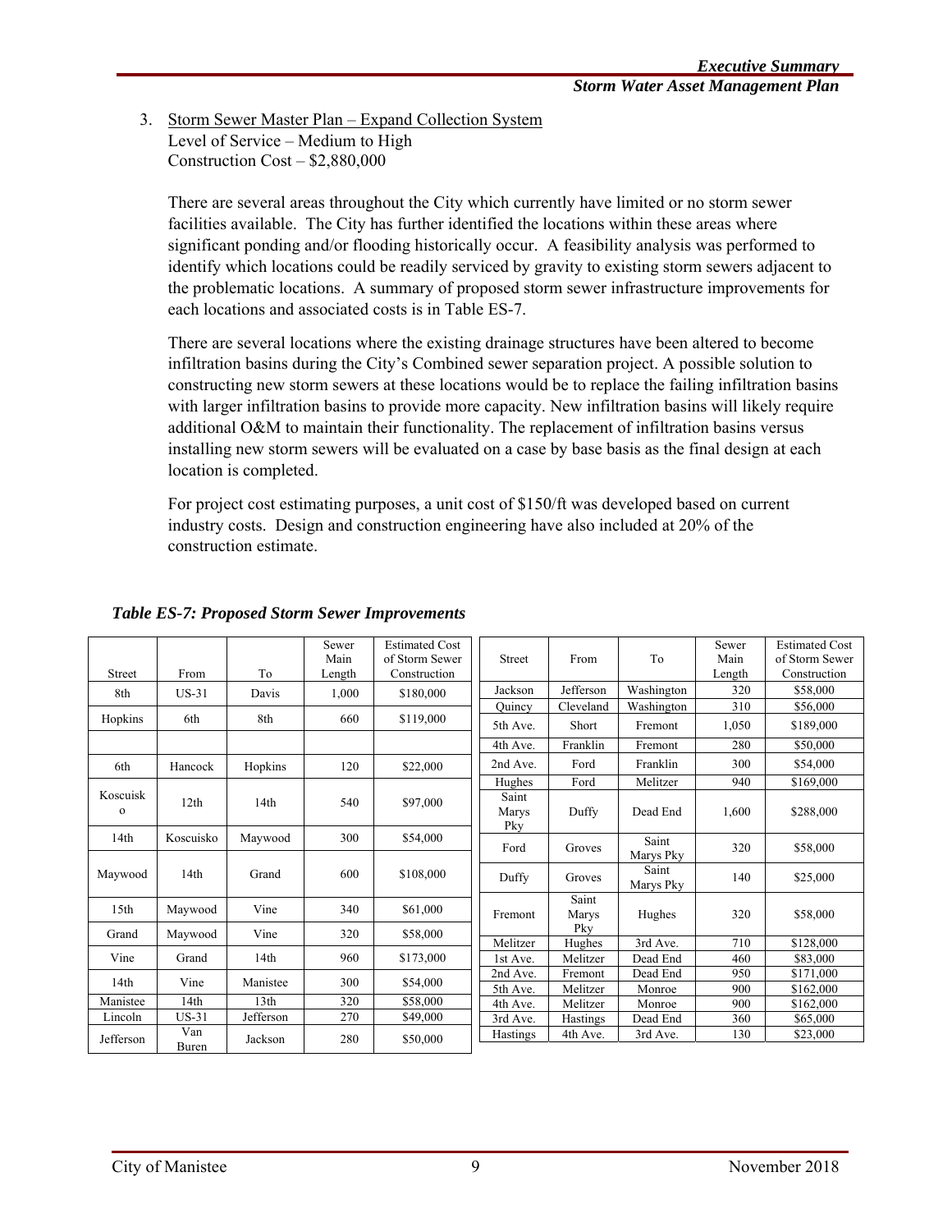3. Storm Sewer Master Plan – Expand Collection System
   Level of Service – Medium to High
   Construction Cost – $2,880,000

   There are several areas throughout the City which currently have limited or no storm sewer facilities available. The City has further identified the locations within these areas where significant ponding and/or flooding historically occur. A feasibility analysis was performed to identify which locations could be readily serviced by gravity to existing storm sewers adjacent to the problematic locations. A summary of proposed storm sewer infrastructure improvements for each locations and associated costs is in Table ES-7.

   There are several locations where the existing drainage structures have been altered to become infiltration basins during the City's Combined sewer separation project. A possible solution to constructing new storm sewers at these locations would be to replace the failing infiltration basins with larger infiltration basins to provide more capacity. New infiltration basins will likely require additional O&M to maintain their functionality. The replacement of infiltration basins versus installing new storm sewers will be evaluated on a case by base basis as the final design at each location is completed.

   For project cost estimating purposes, a unit cost of $150/ft was developed based on current industry costs. Design and construction engineering have also included at 20% of the construction estimate.

***Table ES-7: Proposed Storm Sewer Improvements***

| Street | From | To | Sewer Main Length | Estimated Cost of Storm Sewer Construction |
|---|---|---|---|---|
| 8th | US-31 | Davis | 1,000 | $180,000 |
| Hopkins | 6th | 8th | 660 | $119,000 |
| | | | | |
| 6th | Hancock | Hopkins | 120 | $22,000 |
| Koscuisko | 12th | 14th | 540 | $97,000 |
| 14th | Koscuisko | Maywood | 300 | $54,000 |
| Maywood | 14th | Grand | 600 | $108,000 |
| 15th | Maywood | Vine | 340 | $61,000 |
| Grand | Maywood | Vine | 320 | $58,000 |
| Vine | Grand | 14th | 960 | $173,000 |
| 14th | Vine | Manistee | 300 | $54,000 |
| Manistee | 14th | 13th | 320 | $58,000 |
| Lincoln | US-31 | Jefferson | 270 | $49,000 |
| Jefferson | Van Buren | Jackson | 280 | $50,000 |
| Jackson | Jefferson | Washington | 320 | $58,000 |
| Quincy | Cleveland | Washington | 310 | $56,000 |
| 5th Ave. | Short | Fremont | 1,050 | $189,000 |
| 4th Ave. | Franklin | Fremont | 280 | $50,000 |
| 2nd Ave. | Ford | Franklin | 300 | $54,000 |
| Hughes | Ford | Melitzer | 940 | $169,000 |
| Saint Marys Pky | Duffy | Dead End | 1,600 | $288,000 |
| Ford | Groves | Saint Marys Pky | 320 | $58,000 |
| Duffy | Groves | Saint Marys Pky | 140 | $25,000 |
| Fremont | Saint Marys Pky | Hughes | 320 | $58,000 |
| Melitzer | Hughes | 3rd Ave. | 710 | $128,000 |
| 1st Ave. | Melitzer | Dead End | 460 | $83,000 |
| 2nd Ave. | Fremont | Dead End | 950 | $171,000 |
| 5th Ave. | Melitzer | Monroe | 900 | $162,000 |
| 4th Ave. | Melitzer | Monroe | 900 | $162,000 |
| 3rd Ave. | Hastings | Dead End | 360 | $65,000 |
| Hastings | 4th Ave. | 3rd Ave. | 130 | $23,000 |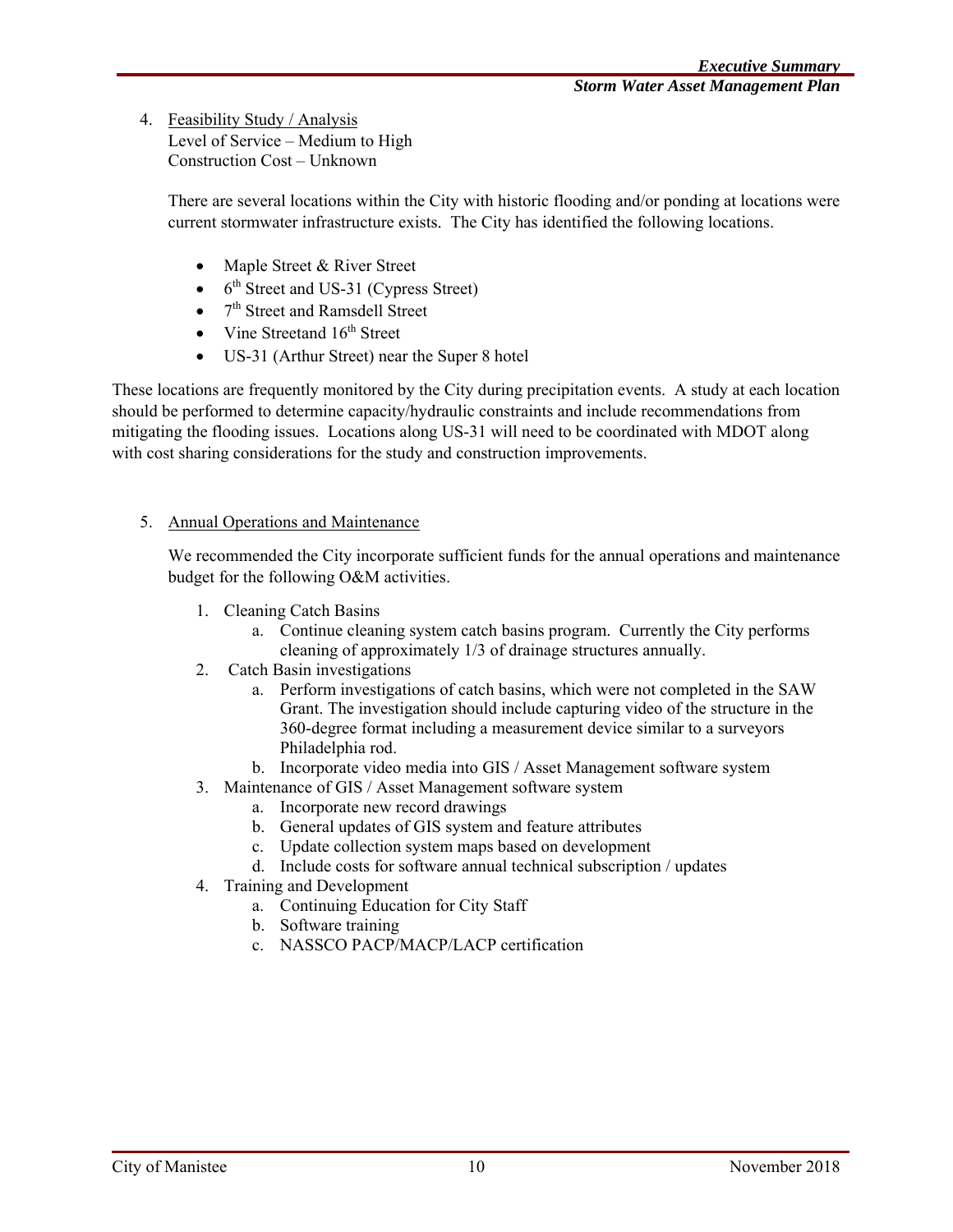4. <u>Feasibility Study / Analysis</u>
   Level of Service – Medium to High
   Construction Cost – Unknown

   There are several locations within the City with historic flooding and/or ponding at locations were current stormwater infrastructure exists. The City has identified the following locations.

   - Maple Street & River Street
   - 6th Street and US-31 (Cypress Street)
   - 7th Street and Ramsdell Street
   - Vine Streetand 16th Street
   - US-31 (Arthur Street) near the Super 8 hotel

These locations are frequently monitored by the City during precipitation events. A study at each location should be performed to determine capacity/hydraulic constraints and include recommendations from mitigating the flooding issues. Locations along US-31 will need to be coordinated with MDOT along with cost sharing considerations for the study and construction improvements.

5. <u>Annual Operations and Maintenance</u>

   We recommended the City incorporate sufficient funds for the annual operations and maintenance budget for the following O&M activities.

   1. Cleaning Catch Basins
      a. Continue cleaning system catch basins program. Currently the City performs cleaning of approximately 1/3 of drainage structures annually.
   2. Catch Basin investigations
      a. Perform investigations of catch basins, which were not completed in the SAW Grant. The investigation should include capturing video of the structure in the 360-degree format including a measurement device similar to a surveyors Philadelphia rod.
      b. Incorporate video media into GIS / Asset Management software system
   3. Maintenance of GIS / Asset Management software system
      a. Incorporate new record drawings
      b. General updates of GIS system and feature attributes
      c. Update collection system maps based on development
      d. Include costs for software annual technical subscription / updates
   4. Training and Development
      a. Continuing Education for City Staff
      b. Software training
      c. NASSCO PACP/MACP/LACP certification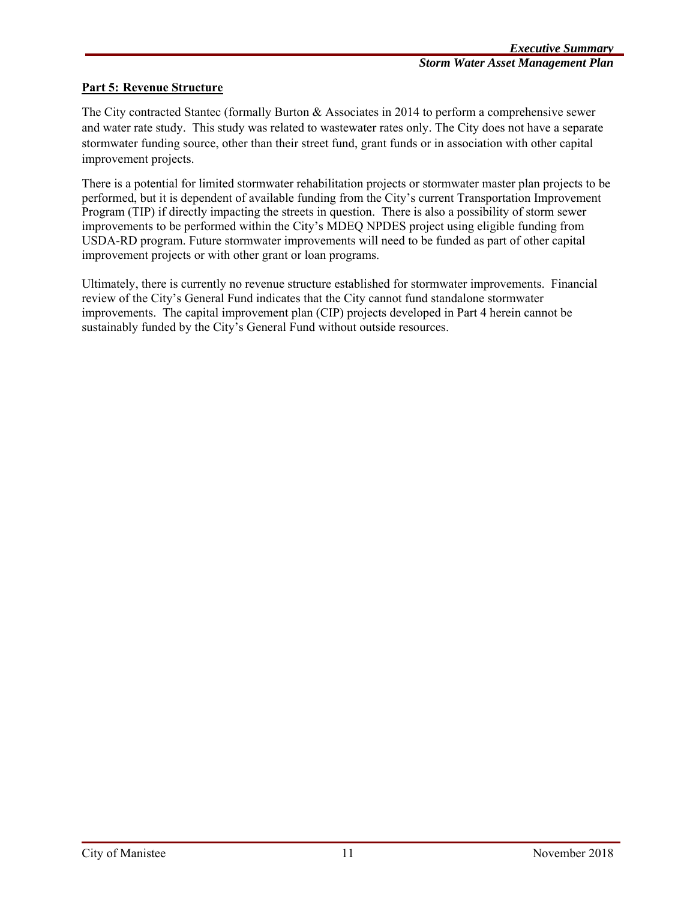## Part 5: Revenue Structure

The City contracted Stantec (formally Burton & Associates in 2014 to perform a comprehensive sewer and water rate study. This study was related to wastewater rates only. The City does not have a separate stormwater funding source, other than their street fund, grant funds or in association with other capital improvement projects.

There is a potential for limited stormwater rehabilitation projects or stormwater master plan projects to be performed, but it is dependent of available funding from the City's current Transportation Improvement Program (TIP) if directly impacting the streets in question. There is also a possibility of storm sewer improvements to be performed within the City's MDEQ NPDES project using eligible funding from USDA-RD program. Future stormwater improvements will need to be funded as part of other capital improvement projects or with other grant or loan programs.

Ultimately, there is currently no revenue structure established for stormwater improvements. Financial review of the City's General Fund indicates that the City cannot fund standalone stormwater improvements. The capital improvement plan (CIP) projects developed in Part 4 herein cannot be sustainably funded by the City's General Fund without outside resources.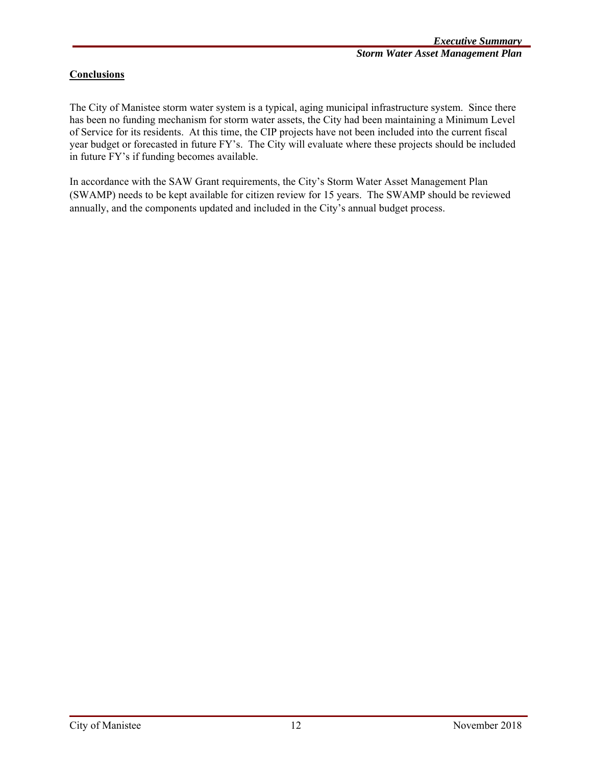## Conclusions

The City of Manistee storm water system is a typical, aging municipal infrastructure system. Since there has been no funding mechanism for storm water assets, the City had been maintaining a Minimum Level of Service for its residents. At this time, the CIP projects have not been included into the current fiscal year budget or forecasted in future FY's. The City will evaluate where these projects should be included in future FY's if funding becomes available.

In accordance with the SAW Grant requirements, the City's Storm Water Asset Management Plan (SWAMP) needs to be kept available for citizen review for 15 years. The SWAMP should be reviewed annually, and the components updated and included in the City's annual budget process.